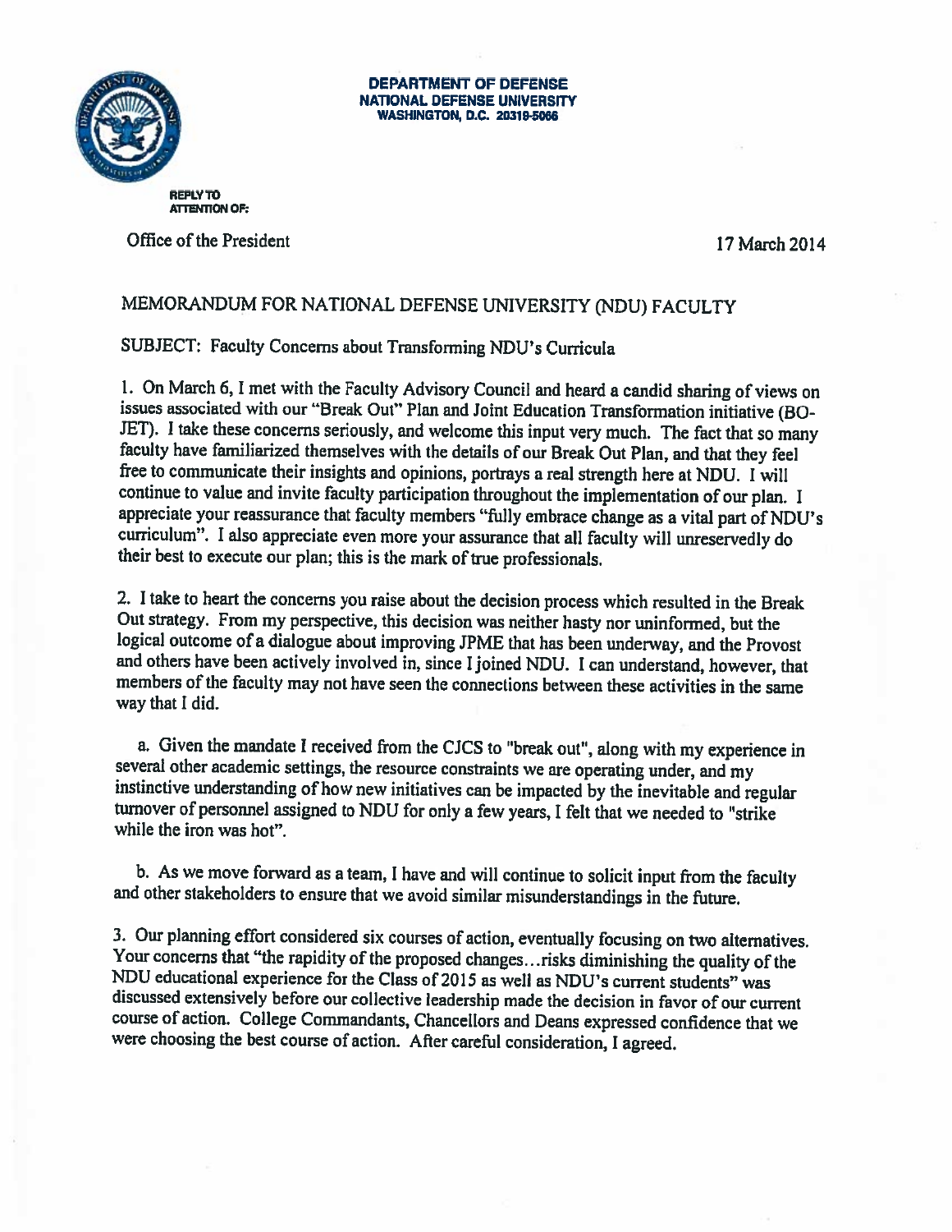**DEPARTMENT OF DEFENSE**
**NATIONAL DEFENSE UNIVERSITY**
**WASHINGTON, D.C. 20319-5066**

REPLY TO
ATTENTION OF:

Office of the President

17 March 2014

MEMORANDUM FOR NATIONAL DEFENSE UNIVERSITY (NDU) FACULTY

SUBJECT: Faculty Concerns about Transforming NDU's Curricula

1. On March 6, I met with the Faculty Advisory Council and heard a candid sharing of views on issues associated with our "Break Out" Plan and Joint Education Transformation initiative (BO-JET). I take these concerns seriously, and welcome this input very much. The fact that so many faculty have familiarized themselves with the details of our Break Out Plan, and that they feel free to communicate their insights and opinions, portrays a real strength here at NDU. I will continue to value and invite faculty participation throughout the implementation of our plan. I appreciate your reassurance that faculty members "fully embrace change as a vital part of NDU's curriculum". I also appreciate even more your assurance that all faculty will unreservedly do their best to execute our plan; this is the mark of true professionals.

2. I take to heart the concerns you raise about the decision process which resulted in the Break Out strategy. From my perspective, this decision was neither hasty nor uninformed, but the logical outcome of a dialogue about improving JPME that has been underway, and the Provost and others have been actively involved in, since I joined NDU. I can understand, however, that members of the faculty may not have seen the connections between these activities in the same way that I did.

   a. Given the mandate I received from the CJCS to "break out", along with my experience in several other academic settings, the resource constraints we are operating under, and my instinctive understanding of how new initiatives can be impacted by the inevitable and regular turnover of personnel assigned to NDU for only a few years, I felt that we needed to "strike while the iron was hot".

   b. As we move forward as a team, I have and will continue to solicit input from the faculty and other stakeholders to ensure that we avoid similar misunderstandings in the future.

3. Our planning effort considered six courses of action, eventually focusing on two alternatives. Your concerns that "the rapidity of the proposed changes…risks diminishing the quality of the NDU educational experience for the Class of 2015 as well as NDU's current students" was discussed extensively before our collective leadership made the decision in favor of our current course of action. College Commandants, Chancellors and Deans expressed confidence that we were choosing the best course of action. After careful consideration, I agreed.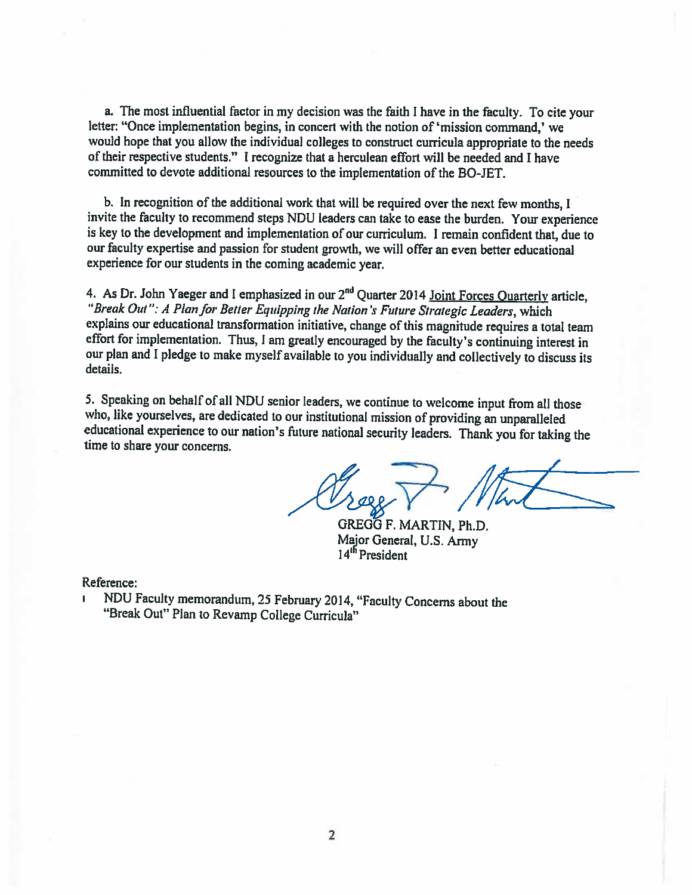a. The most influential factor in my decision was the faith I have in the faculty. To cite your letter: "Once implementation begins, in concert with the notion of 'mission command,' we would hope that you allow the individual colleges to construct curricula appropriate to the needs of their respective students." I recognize that a herculean effort will be needed and I have committed to devote additional resources to the implementation of the BO-JET.

b. In recognition of the additional work that will be required over the next few months, I invite the faculty to recommend steps NDU leaders can take to ease the burden. Your experience is key to the development and implementation of our curriculum. I remain confident that, due to our faculty expertise and passion for student growth, we will offer an even better educational experience for our students in the coming academic year.

4. As Dr. John Yaeger and I emphasized in our 2nd Quarter 2014 Joint Forces Quarterly article, *"Break Out": A Plan for Better Equipping the Nation's Future Strategic Leaders*, which explains our educational transformation initiative, change of this magnitude requires a total team effort for implementation. Thus, I am greatly encouraged by the faculty's continuing interest in our plan and I pledge to make myself available to you individually and collectively to discuss its details.

5. Speaking on behalf of all NDU senior leaders, we continue to welcome input from all those who, like yourselves, are dedicated to our institutional mission of providing an unparalleled educational experience to our nation's future national security leaders. Thank you for taking the time to share your concerns.

GREGG F. MARTIN, Ph.D.
Major General, U.S. Army
14th President

Reference:

1 NDU Faculty memorandum, 25 February 2014, "Faculty Concerns about the "Break Out" Plan to Revamp College Curricula"